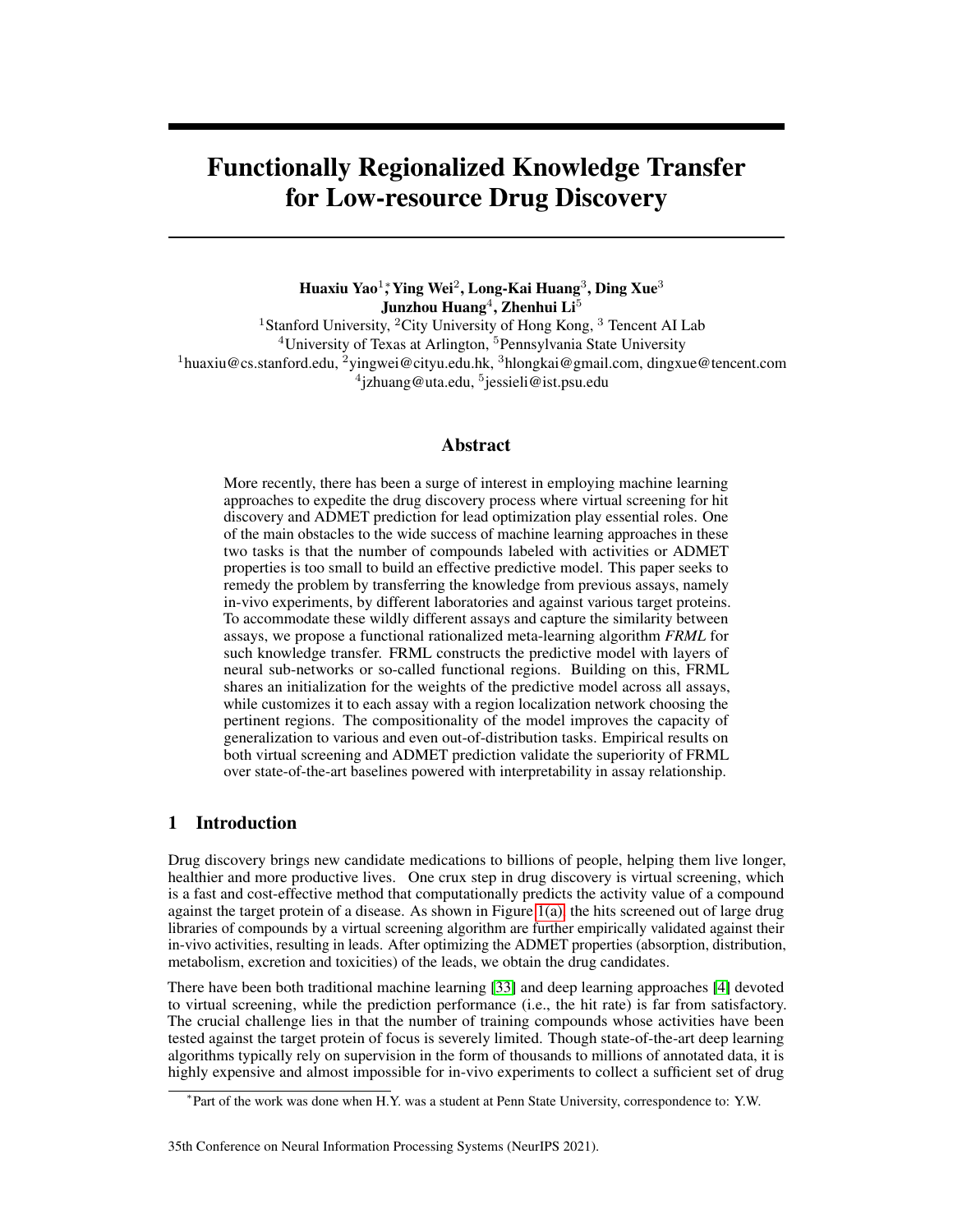# Functionally Regionalized Knowledge Transfer for Low-resource Drug Discovery

**Huaxiu Yao[1]*, Ying Wei[2], Long-Kai Huang[3], Ding Xue[3]**
**Junzhou Huang[4], Zhenhui Li[5]**

[1]Stanford University, [2]City University of Hong Kong, [3] Tencent AI Lab
[4]University of Texas at Arlington, [5]Pennsylvania State University
[1]huaxiu@cs.stanford.edu, [2]yingwei@cityu.edu.hk, [3]hlongkai@gmail.com, dingxue@tencent.com
[4]jzhuang@uta.edu, [5]jessieli@ist.psu.edu

## Abstract

More recently, there has been a surge of interest in employing machine learning approaches to expedite the drug discovery process where virtual screening for hit discovery and ADMET prediction for lead optimization play essential roles. One of the main obstacles to the wide success of machine learning approaches in these two tasks is that the number of compounds labeled with activities or ADMET properties is too small to build an effective predictive model. This paper seeks to remedy the problem by transferring the knowledge from previous assays, namely in-vivo experiments, by different laboratories and against various target proteins. To accommodate these wildly different assays and capture the similarity between assays, we propose a functional rationalized meta-learning algorithm *FRML* for such knowledge transfer. FRML constructs the predictive model with layers of neural sub-networks or so-called functional regions. Building on this, FRML shares an initialization for the weights of the predictive model across all assays, while customizes it to each assay with a region localization network choosing the pertinent regions. The compositionality of the model improves the capacity of generalization to various and even out-of-distribution tasks. Empirical results on both virtual screening and ADMET prediction validate the superiority of FRML over state-of-the-art baselines powered with interpretability in assay relationship.

## 1 Introduction

Drug discovery brings new candidate medications to billions of people, helping them live longer, healthier and more productive lives. One crux step in drug discovery is virtual screening, which is a fast and cost-effective method that computationally predicts the activity value of a compound against the target protein of a disease. As shown in Figure 1(a), the hits screened out of large drug libraries of compounds by a virtual screening algorithm are further empirically validated against their in-vivo activities, resulting in leads. After optimizing the ADMET properties (absorption, distribution, metabolism, excretion and toxicities) of the leads, we obtain the drug candidates.

There have been both traditional machine learning [33] and deep learning approaches [4] devoted to virtual screening, while the prediction performance (i.e., the hit rate) is far from satisfactory. The crucial challenge lies in that the number of training compounds whose activities have been tested against the target protein of focus is severely limited. Though state-of-the-art deep learning algorithms typically rely on supervision in the form of thousands to millions of annotated data, it is highly expensive and almost impossible for in-vivo experiments to collect a sufficient set of drug

*Part of the work was done when H.Y. was a student at Penn State University, correspondence to: Y.W.

35th Conference on Neural Information Processing Systems (NeurIPS 2021).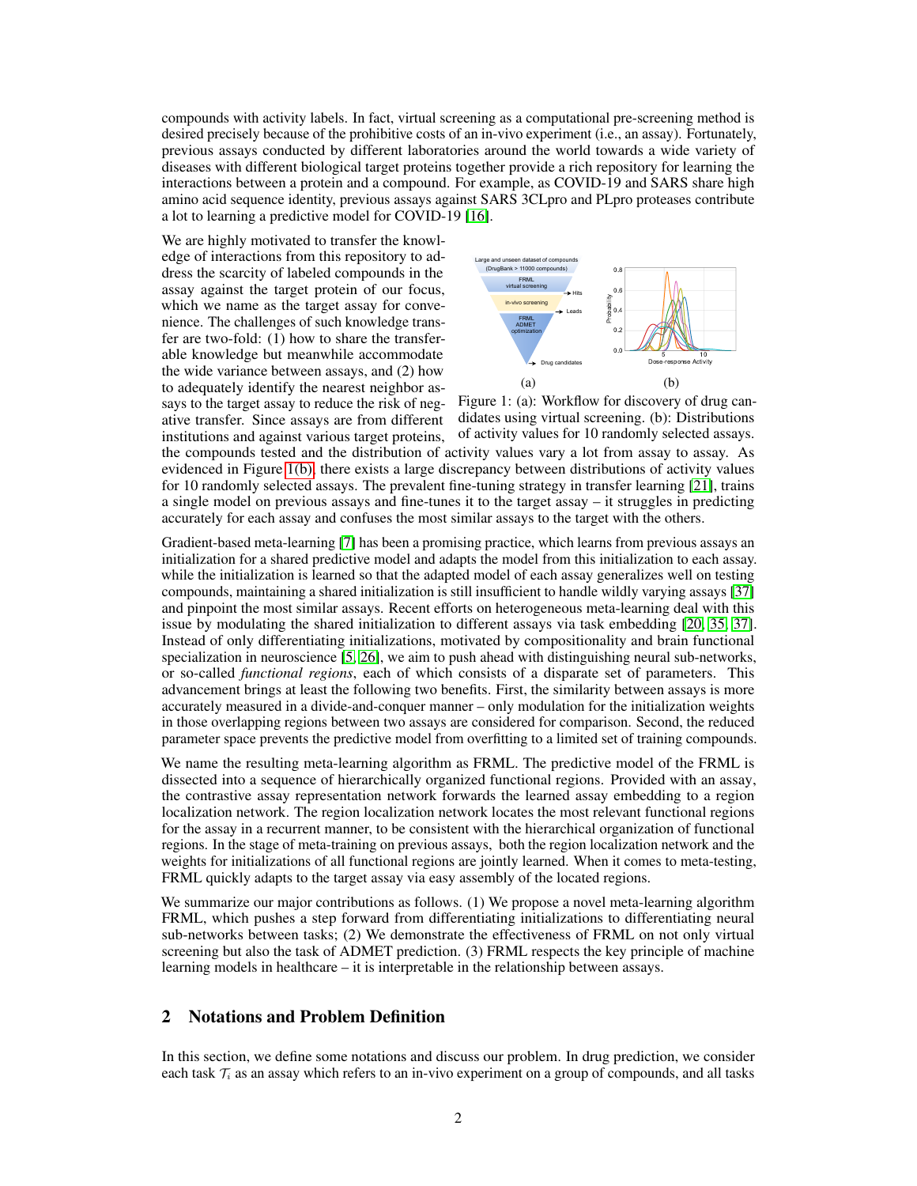compounds with activity labels. In fact, virtual screening as a computational pre-screening method is desired precisely because of the prohibitive costs of an in-vivo experiment (i.e., an assay). Fortunately, previous assays conducted by different laboratories around the world towards a wide variety of diseases with different biological target proteins together provide a rich repository for learning the interactions between a protein and a compound. For example, as COVID-19 and SARS share high amino acid sequence identity, previous assays against SARS 3CLpro and PLpro proteases contribute a lot to learning a predictive model for COVID-19 [16].

We are highly motivated to transfer the knowledge of interactions from this repository to address the scarcity of labeled compounds in the assay against the target protein of our focus, which we name as the target assay for convenience. The challenges of such knowledge transfer are two-fold: (1) how to share the transferable knowledge but meanwhile accommodate the wide variance between assays, and (2) how to adequately identify the nearest neighbor assays to the target assay to reduce the risk of negative transfer. Since assays are from different institutions and against various target proteins, the compounds tested and the distribution of activity values vary a lot from assay to assay. As evidenced in Figure 1(b), there exists a large discrepancy between distributions of activity values for 10 randomly selected assays. The prevalent fine-tuning strategy in transfer learning [21], trains a single model on previous assays and fine-tunes it to the target assay – it struggles in predicting accurately for each assay and confuses the most similar assays to the target with the others.

Figure 1: (a): Workflow for discovery of drug candidates using virtual screening. (b): Distributions of activity values for 10 randomly selected assays.

Gradient-based meta-learning [7] has been a promising practice, which learns from previous assays an initialization for a shared predictive model and adapts the model from this initialization to each assay. while the initialization is learned so that the adapted model of each assay generalizes well on testing compounds, maintaining a shared initialization is still insufficient to handle wildly varying assays [37] and pinpoint the most similar assays. Recent efforts on heterogeneous meta-learning deal with this issue by modulating the shared initialization to different assays via task embedding [20, 35, 37]. Instead of only differentiating initializations, motivated by compositionality and brain functional specialization in neuroscience [5, 26], we aim to push ahead with distinguishing neural sub-networks, or so-called *functional regions*, each of which consists of a disparate set of parameters. This advancement brings at least the following two benefits. First, the similarity between assays is more accurately measured in a divide-and-conquer manner – only modulation for the initialization weights in those overlapping regions between two assays are considered for comparison. Second, the reduced parameter space prevents the predictive model from overfitting to a limited set of training compounds.

We name the resulting meta-learning algorithm as FRML. The predictive model of the FRML is dissected into a sequence of hierarchically organized functional regions. Provided with an assay, the contrastive assay representation network forwards the learned assay embedding to a region localization network. The region localization network locates the most relevant functional regions for the assay in a recurrent manner, to be consistent with the hierarchical organization of functional regions. In the stage of meta-training on previous assays, both the region localization network and the weights for initializations of all functional regions are jointly learned. When it comes to meta-testing, FRML quickly adapts to the target assay via easy assembly of the located regions.

We summarize our major contributions as follows. (1) We propose a novel meta-learning algorithm FRML, which pushes a step forward from differentiating initializations to differentiating neural sub-networks between tasks; (2) We demonstrate the effectiveness of FRML on not only virtual screening but also the task of ADMET prediction. (3) FRML respects the key principle of machine learning models in healthcare – it is interpretable in the relationship between assays.

## 2 Notations and Problem Definition

In this section, we define some notations and discuss our problem. In drug prediction, we consider each task $\mathcal{T}_i$ as an assay which refers to an in-vivo experiment on a group of compounds, and all tasks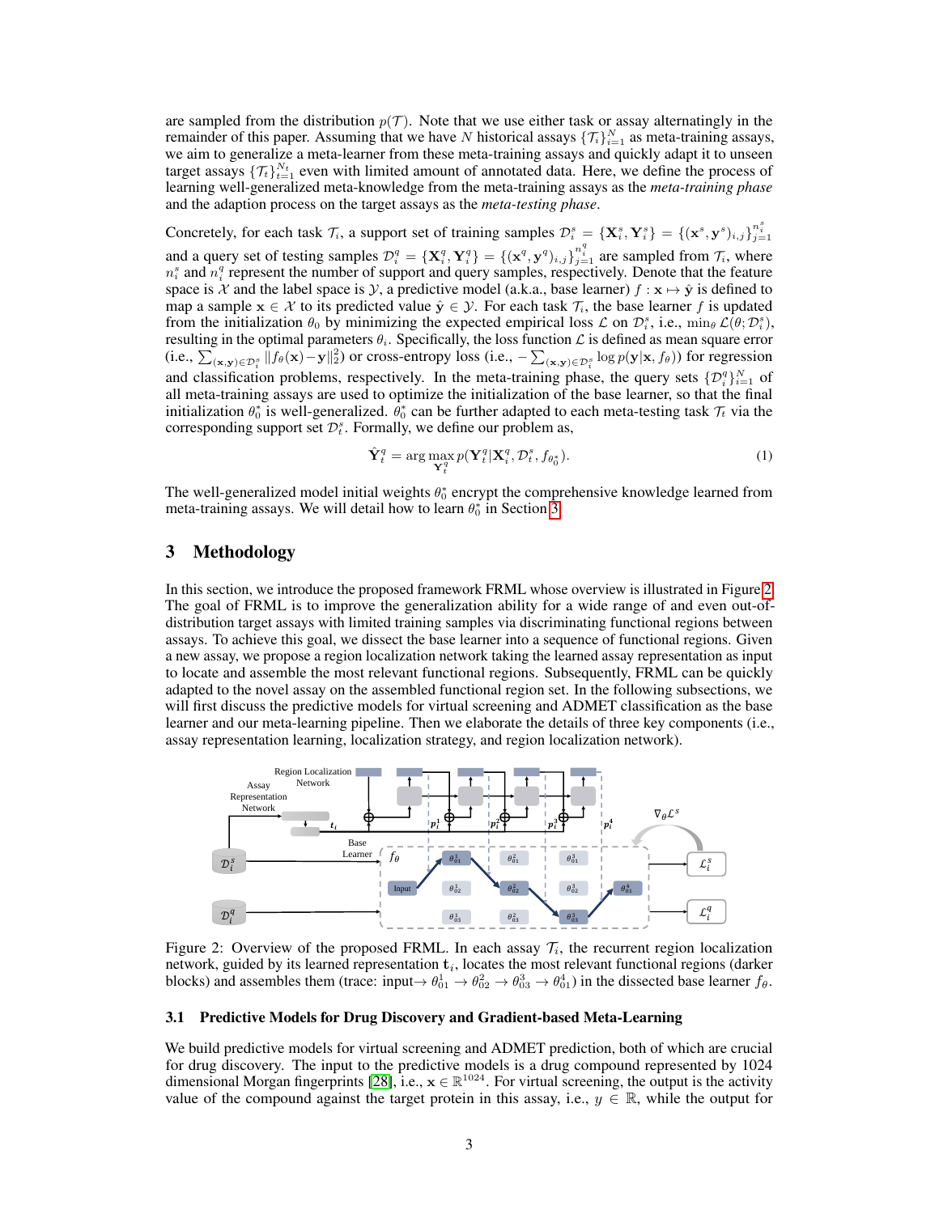are sampled from the distribution $p(\mathcal{T})$. Note that we use either task or assay alternatingly in the remainder of this paper. Assuming that we have $N$ historical assays $\{\mathcal{T}_i\}_{i=1}^N$ as meta-training assays, we aim to generalize a meta-learner from these meta-training assays and quickly adapt it to unseen target assays $\{\mathcal{T}_t\}_{t=1}^{N_t}$ even with limited amount of annotated data. Here, we define the process of learning well-generalized meta-knowledge from the meta-training assays as the *meta-training phase* and the adaption process on the target assays as the *meta-testing phase*.

Concretely, for each task $\mathcal{T}_i$, a support set of training samples $\mathcal{D}_i^s = \{\mathbf{X}_i^s, \mathbf{Y}_i^s\} = \{(\mathbf{x}^s, \mathbf{y}^s)_{i,j}\}_{j=1}^{n_i^s}$ and a query set of testing samples $\mathcal{D}_i^q = \{\mathbf{X}_i^q, \mathbf{Y}_i^q\} = \{(\mathbf{x}^q, \mathbf{y}^q)_{i,j}\}_{j=1}^{n_i^q}$ are sampled from $\mathcal{T}_i$, where $n_i^s$ and $n_i^q$ represent the number of support and query samples, respectively. Denote that the feature space is $\mathcal{X}$ and the label space is $\mathcal{Y}$, a predictive model (a.k.a., base learner) $f : \mathbf{x} \mapsto \hat{\mathbf{y}}$ is defined to map a sample $\mathbf{x} \in \mathcal{X}$ to its predicted value $\hat{\mathbf{y}} \in \mathcal{Y}$. For each task $\mathcal{T}_i$, the base learner $f$ is updated from the initialization $\theta_0$ by minimizing the expected empirical loss $\mathcal{L}$ on $\mathcal{D}_i^s$, i.e., $\min_\theta \mathcal{L}(\theta; \mathcal{D}_i^s)$, resulting in the optimal parameters $\theta_i$. Specifically, the loss function $\mathcal{L}$ is defined as mean square error (i.e., $\sum_{(\mathbf{x},\mathbf{y}) \in \mathcal{D}_i^s} \|f_\theta(\mathbf{x}) - \mathbf{y}\|_2^2$) or cross-entropy loss (i.e., $-\sum_{(\mathbf{x},\mathbf{y}) \in \mathcal{D}_i^s} \log p(\mathbf{y}|\mathbf{x}, f_\theta)$) for regression and classification problems, respectively. In the meta-training phase, the query sets $\{\mathcal{D}_i^q\}_{i=1}^N$ of all meta-training assays are used to optimize the initialization of the base learner, so that the final initialization $\theta_0^*$ is well-generalized. $\theta_0^*$ can be further adapted to each meta-testing task $\mathcal{T}_t$ via the corresponding support set $\mathcal{D}_t^s$. Formally, we define our problem as,

$$\hat{\mathbf{Y}}_t^q = \arg\max_{\mathbf{Y}_t^q} p(\mathbf{Y}_t^q | \mathbf{X}_i^q, \mathcal{D}_t^s, f_{\theta_0^*}). \tag{1}$$

The well-generalized model initial weights $\theta_0^*$ encrypt the comprehensive knowledge learned from meta-training assays. We will detail how to learn $\theta_0^*$ in Section 3.

# 3 Methodology

In this section, we introduce the proposed framework FRML whose overview is illustrated in Figure 2. The goal of FRML is to improve the generalization ability for a wide range of and even out-of-distribution target assays with limited training samples via discriminating functional regions between assays. To achieve this goal, we dissect the base learner into a sequence of functional regions. Given a new assay, we propose a region localization network taking the learned assay representation as input to locate and assemble the most relevant functional regions. Subsequently, FRML can be quickly adapted to the novel assay on the assembled functional region set. In the following subsections, we will first discuss the predictive models for virtual screening and ADMET classification as the base learner and our meta-learning pipeline. Then we elaborate the details of three key components (i.e., assay representation learning, localization strategy, and region localization network).

Figure 2: Overview of the proposed FRML. In each assay $\mathcal{T}_i$, the recurrent region localization network, guided by its learned representation $\mathbf{t}_i$, locates the most relevant functional regions (darker blocks) and assembles them (trace: input$\rightarrow \theta_{01}^1 \rightarrow \theta_{02}^2 \rightarrow \theta_{03}^3 \rightarrow \theta_{01}^4$) in the dissected base learner $f_\theta$.

## 3.1 Predictive Models for Drug Discovery and Gradient-based Meta-Learning

We build predictive models for virtual screening and ADMET prediction, both of which are crucial for drug discovery. The input to the predictive models is a drug compound represented by 1024 dimensional Morgan fingerprints [28], i.e., $\mathbf{x} \in \mathbb{R}^{1024}$. For virtual screening, the output is the activity value of the compound against the target protein in this assay, i.e., $y \in \mathbb{R}$, while the output for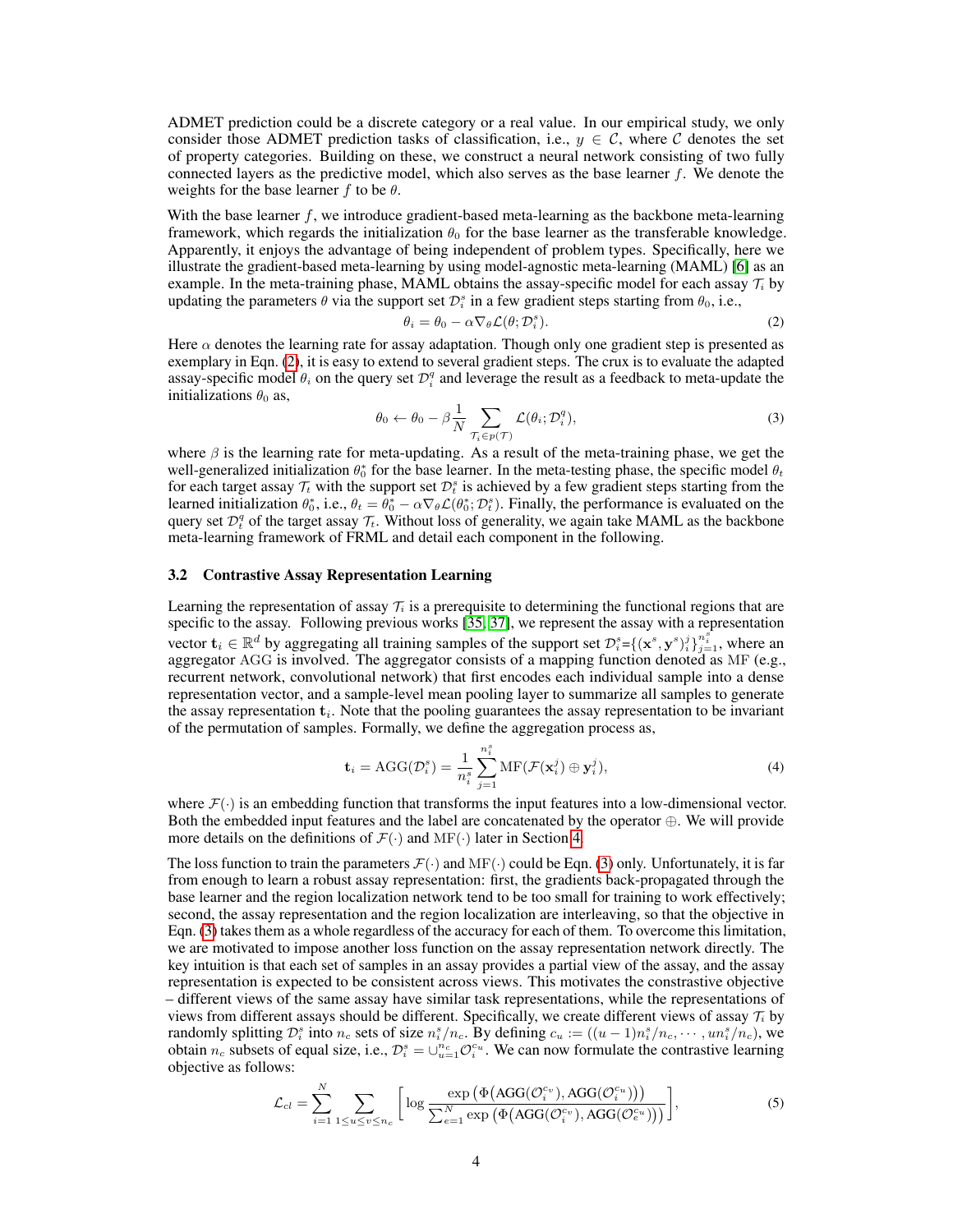ADMET prediction could be a discrete category or a real value. In our empirical study, we only consider those ADMET prediction tasks of classification, i.e., $y \in \mathcal{C}$, where $\mathcal{C}$ denotes the set of property categories. Building on these, we construct a neural network consisting of two fully connected layers as the predictive model, which also serves as the base learner $f$. We denote the weights for the base learner $f$ to be $\theta$.

With the base learner $f$, we introduce gradient-based meta-learning as the backbone meta-learning framework, which regards the initialization $\theta_0$ for the base learner as the transferable knowledge. Apparently, it enjoys the advantage of being independent of problem types. Specifically, here we illustrate the gradient-based meta-learning by using model-agnostic meta-learning (MAML) [6] as an example. In the meta-training phase, MAML obtains the assay-specific model for each assay $\mathcal{T}_i$ by updating the parameters $\theta$ via the support set $\mathcal{D}_i^s$ in a few gradient steps starting from $\theta_0$, i.e.,

$$\theta_i = \theta_0 - \alpha \nabla_\theta \mathcal{L}(\theta; \mathcal{D}_i^s). \tag{2}$$

Here $\alpha$ denotes the learning rate for assay adaptation. Though only one gradient step is presented as exemplary in Eqn. (2), it is easy to extend to several gradient steps. The crux is to evaluate the adapted assay-specific model $\theta_i$ on the query set $\mathcal{D}_i^q$ and leverage the result as a feedback to meta-update the initializations $\theta_0$ as,

$$\theta_0 \leftarrow \theta_0 - \beta \frac{1}{N} \sum_{\mathcal{T}_i \in p(\mathcal{T})} \mathcal{L}(\theta_i; \mathcal{D}_i^q), \tag{3}$$

where $\beta$ is the learning rate for meta-updating. As a result of the meta-training phase, we get the well-generalized initialization $\theta_0^*$ for the base learner. In the meta-testing phase, the specific model $\theta_t$ for each target assay $\mathcal{T}_t$ with the support set $\mathcal{D}_t^s$ is achieved by a few gradient steps starting from the learned initialization $\theta_0^*$, i.e., $\theta_t = \theta_0^* - \alpha \nabla_\theta \mathcal{L}(\theta_0^*; \mathcal{D}_t^s)$. Finally, the performance is evaluated on the query set $\mathcal{D}_t^q$ of the target assay $\mathcal{T}_t$. Without loss of generality, we again take MAML as the backbone meta-learning framework of FRML and detail each component in the following.

### 3.2 Contrastive Assay Representation Learning

Learning the representation of assay $\mathcal{T}_i$ is a prerequisite to determining the functional regions that are specific to the assay. Following previous works [35, 37], we represent the assay with a representation vector $\mathbf{t}_i \in \mathbb{R}^d$ by aggregating all training samples of the support set $\mathcal{D}_i^s = \{(\mathbf{x}^s, \mathbf{y}^s)_i^j\}_{j=1}^{n_i^s}$, where an aggregator $\mathrm{AGG}$ is involved. The aggregator consists of a mapping function denoted as $\mathrm{MF}$ (e.g., recurrent network, convolutional network) that first encodes each individual sample into a dense representation vector, and a sample-level mean pooling layer to summarize all samples to generate the assay representation $\mathbf{t}_i$. Note that the pooling guarantees the assay representation to be invariant of the permutation of samples. Formally, we define the aggregation process as,

$$\mathbf{t}_i = \mathrm{AGG}(\mathcal{D}_i^s) = \frac{1}{n_i^s} \sum_{j=1}^{n_i^s} \mathrm{MF}(\mathcal{F}(\mathbf{x}_i^j) \oplus \mathbf{y}_i^j), \tag{4}$$

where $\mathcal{F}(\cdot)$ is an embedding function that transforms the input features into a low-dimensional vector. Both the embedded input features and the label are concatenated by the operator $\oplus$. We will provide more details on the definitions of $\mathcal{F}(\cdot)$ and $\mathrm{MF}(\cdot)$ later in Section 4.

The loss function to train the parameters $\mathcal{F}(\cdot)$ and $\mathrm{MF}(\cdot)$ could be Eqn. (3) only. Unfortunately, it is far from enough to learn a robust assay representation: first, the gradients back-propagated through the base learner and the region localization network tend to be too small for training to work effectively; second, the assay representation and the region localization are interleaving, so that the objective in Eqn. (3) takes them as a whole regardless of the accuracy for each of them. To overcome this limitation, we are motivated to impose another loss function on the assay representation network directly. The key intuition is that each set of samples in an assay provides a partial view of the assay, and the assay representation is expected to be consistent across views. This motivates the constrastive objective – different views of the same assay have similar task representations, while the representations of views from different assays should be different. Specifically, we create different views of assay $\mathcal{T}_i$ by randomly splitting $\mathcal{D}_i^s$ into $n_c$ sets of size $n_i^s/n_c$. By defining $c_u := ((u-1)n_i^s/n_c, \cdots, un_i^s/n_c)$, we obtain $n_c$ subsets of equal size, i.e., $\mathcal{D}_i^s = \cup_{u=1}^{n_c} \mathcal{O}_i^{c_u}$. We can now formulate the contrastive learning objective as follows:

$$\mathcal{L}_{cl} = \sum_{i=1}^{N} \sum_{1 \le u \le v \le n_c} \left[ \log \frac{\exp\left(\Phi\big(\mathrm{AGG}(\mathcal{O}_i^{c_v}), \mathrm{AGG}(\mathcal{O}_i^{c_u})\big)\right)}{\sum_{e=1}^{N} \exp\left(\Phi\big(\mathrm{AGG}(\mathcal{O}_i^{c_v}), \mathrm{AGG}(\mathcal{O}_e^{c_u})\big)\right)} \right], \tag{5}$$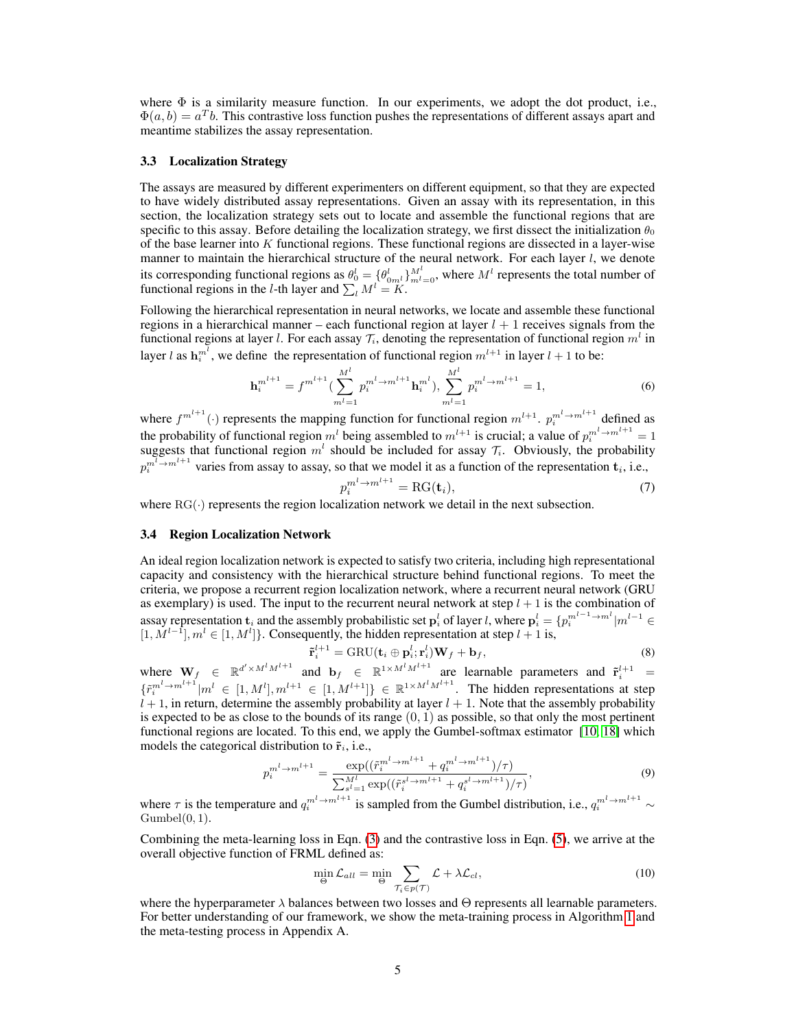where $\Phi$ is a similarity measure function. In our experiments, we adopt the dot product, i.e., $\Phi(a, b) = a^T b$. This contrastive loss function pushes the representations of different assays apart and meantime stabilizes the assay representation.

### 3.3 Localization Strategy

The assays are measured by different experimenters on different equipment, so that they are expected to have widely distributed assay representations. Given an assay with its representation, in this section, the localization strategy sets out to locate and assemble the functional regions that are specific to this assay. Before detailing the localization strategy, we first dissect the initialization $\theta_0$ of the base learner into $K$ functional regions. These functional regions are dissected in a layer-wise manner to maintain the hierarchical structure of the neural network. For each layer $l$, we denote its corresponding functional regions as $\theta_0^l = \{\theta_{0m^l}^l\}_{m^l=0}^{M^l}$, where $M^l$ represents the total number of functional regions in the $l$-th layer and $\sum_l M^l = K$.

Following the hierarchical representation in neural networks, we locate and assemble these functional regions in a hierarchical manner – each functional region at layer $l+1$ receives signals from the functional regions at layer $l$. For each assay $\mathcal{T}_i$, denoting the representation of functional region $m^l$ in layer $l$ as $\mathbf{h}_i^{m^l}$, we define the representation of functional region $m^{l+1}$ in layer $l+1$ to be:

$$\mathbf{h}_i^{m^{l+1}} = f^{m^{l+1}}\Big(\sum_{m^l=1}^{M^l} p_i^{m^l \to m^{l+1}} \mathbf{h}_i^{m^l}\Big), \sum_{m^l=1}^{M^l} p_i^{m^l \to m^{l+1}} = 1, \tag{6}$$

where $f^{m^{l+1}}(\cdot)$ represents the mapping function for functional region $m^{l+1}$. $p_i^{m^l \to m^{l+1}}$ defined as the probability of functional region $m^l$ being assembled to $m^{l+1}$ is crucial; a value of $p_i^{m^l \to m^{l+1}} = 1$ suggests that functional region $m^l$ should be included for assay $\mathcal{T}_i$. Obviously, the probability $p_i^{m^l \to m^{l+1}}$ varies from assay to assay, so that we model it as a function of the representation $\mathbf{t}_i$, i.e.,

$$p_i^{m^l \to m^{l+1}} = \mathrm{RG}(\mathbf{t}_i), \tag{7}$$

where $\mathrm{RG}(\cdot)$ represents the region localization network we detail in the next subsection.

### 3.4 Region Localization Network

An ideal region localization network is expected to satisfy two criteria, including high representational capacity and consistency with the hierarchical structure behind functional regions. To meet the criteria, we propose a recurrent region localization network, where a recurrent neural network (GRU as exemplary) is used. The input to the recurrent neural network at step $l+1$ is the combination of assay representation $\mathbf{t}_i$ and the assembly probabilistic set $\mathbf{p}_i^l$ of layer $l$, where $\mathbf{p}_i^l = \{p_i^{m^{l-1} \to m^l} | m^{l-1} \in [1, M^{l-1}], m^l \in [1, M^l]\}$. Consequently, the hidden representation at step $l+1$ is,

$$\tilde{\mathbf{r}}_i^{l+1} = \mathrm{GRU}(\mathbf{t}_i \oplus \mathbf{p}_i^l; \mathbf{r}_i^l)\mathbf{W}_f + \mathbf{b}_f, \tag{8}$$

where $\mathbf{W}_f \in \mathbb{R}^{d' \times M^l M^{l+1}}$ and $\mathbf{b}_f \in \mathbb{R}^{1 \times M^l M^{l+1}}$ are learnable parameters and $\tilde{\mathbf{r}}_i^{l+1} = \{\tilde{r}_i^{m^l \to m^{l+1}} | m^l \in [1, M^l], m^{l+1} \in [1, M^{l+1}]\} \in \mathbb{R}^{1 \times M^l M^{l+1}}$. The hidden representations at step $l+1$, in return, determine the assembly probability at layer $l+1$. Note that the assembly probability is expected to be as close to the bounds of its range $(0, 1)$ as possible, so that only the most pertinent functional regions are located. To this end, we apply the Gumbel-softmax estimator [10, 18] which models the categorical distribution to $\tilde{\mathbf{r}}_i$, i.e.,

$$p_i^{m^l \to m^{l+1}} = \frac{\exp((\tilde{r}_i^{m^l \to m^{l+1}} + q_i^{m^l \to m^{l+1}})/\tau)}{\sum_{s^l=1}^{M^l} \exp((\tilde{r}_i^{s^l \to m^{l+1}} + q_i^{s^l \to m^{l+1}})/\tau)}, \tag{9}$$

where $\tau$ is the temperature and $q_i^{m^l \to m^{l+1}}$ is sampled from the Gumbel distribution, i.e., $q_i^{m^l \to m^{l+1}} \sim \mathrm{Gumbel}(0, 1)$.

Combining the meta-learning loss in Eqn. (3) and the contrastive loss in Eqn. (5), we arrive at the overall objective function of FRML defined as:

$$\min_{\Theta} \mathcal{L}_{all} = \min_{\Theta} \sum_{\mathcal{T}_i \in p(\mathcal{T})} \mathcal{L} + \lambda \mathcal{L}_{cl}, \tag{10}$$

where the hyperparameter $\lambda$ balances between two losses and $\Theta$ represents all learnable parameters. For better understanding of our framework, we show the meta-training process in Algorithm 1 and the meta-testing process in Appendix A.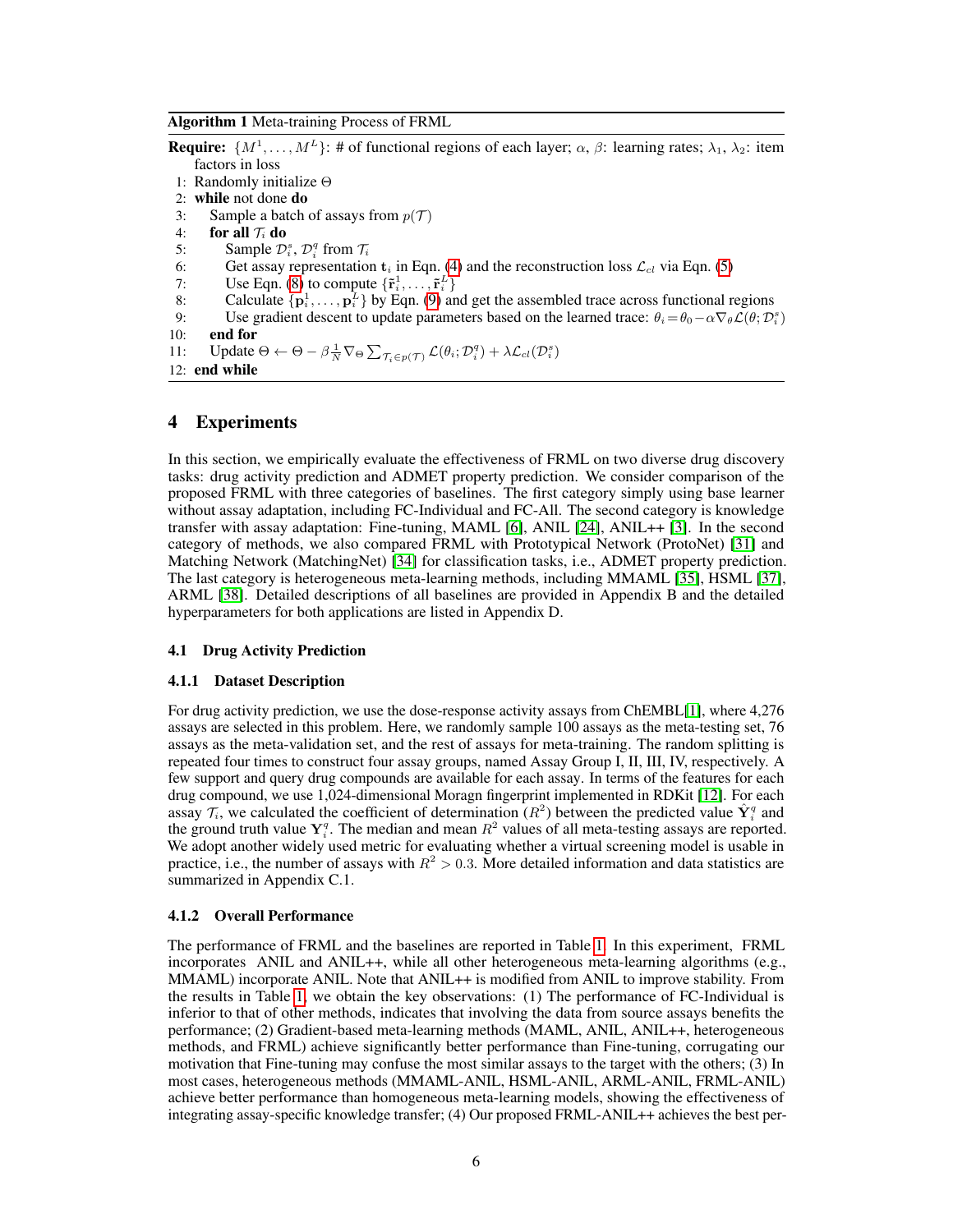**Algorithm 1** Meta-training Process of FRML

**Require:** $\{M^1, \ldots, M^L\}$: # of functional regions of each layer; $\alpha$, $\beta$: learning rates; $\lambda_1$, $\lambda_2$: item factors in loss

1: Randomly initialize $\Theta$
2: **while** not done **do**
3: Sample a batch of assays from $p(\mathcal{T})$
4: **for all** $\mathcal{T}_i$ **do**
5: Sample $\mathcal{D}_i^s$, $\mathcal{D}_i^q$ from $\mathcal{T}_i$
6: Get assay representation $\mathbf{t}_i$ in Eqn. (4) and the reconstruction loss $\mathcal{L}_{cl}$ via Eqn. (5)
7: Use Eqn. (8) to compute $\{\tilde{\mathbf{r}}_i^1, \ldots, \tilde{\mathbf{r}}_i^L\}$
8: Calculate $\{\mathbf{p}_i^1, \ldots, \mathbf{p}_i^L\}$ by Eqn. (9) and get the assembled trace across functional regions
9: Use gradient descent to update parameters based on the learned trace: $\theta_i = \theta_0 - \alpha \nabla_\theta \mathcal{L}(\theta; \mathcal{D}_i^s)$
10: **end for**
11: Update $\Theta \leftarrow \Theta - \beta \frac{1}{N} \nabla_\Theta \sum_{\mathcal{T}_i \in p(\mathcal{T})} \mathcal{L}(\theta_i; \mathcal{D}_i^q) + \lambda \mathcal{L}_{cl}(\mathcal{D}_i^s)$
12: **end while**

# 4 Experiments

In this section, we empirically evaluate the effectiveness of FRML on two diverse drug discovery tasks: drug activity prediction and ADMET property prediction. We consider comparison of the proposed FRML with three categories of baselines. The first category simply using base learner without assay adaptation, including FC-Individual and FC-All. The second category is knowledge transfer with assay adaptation: Fine-tuning, MAML [6], ANIL [24], ANIL++ [3]. In the second category of methods, we also compared FRML with Prototypical Network (ProtoNet) [31] and Matching Network (MatchingNet) [34] for classification tasks, i.e., ADMET property prediction. The last category is heterogeneous meta-learning methods, including MMAML [35], HSML [37], ARML [38]. Detailed descriptions of all baselines are provided in Appendix B and the detailed hyperparameters for both applications are listed in Appendix D.

## 4.1 Drug Activity Prediction

### 4.1.1 Dataset Description

For drug activity prediction, we use the dose-response activity assays from ChEMBL[1], where 4,276 assays are selected in this problem. Here, we randomly sample 100 assays as the meta-testing set, 76 assays as the meta-validation set, and the rest of assays for meta-training. The random splitting is repeated four times to construct four assay groups, named Assay Group I, II, III, IV, respectively. A few support and query drug compounds are available for each assay. In terms of the features for each drug compound, we use 1,024-dimensional Moragn fingerprint implemented in RDKit [12]. For each assay $\mathcal{T}_i$, we calculated the coefficient of determination ($R^2$) between the predicted value $\hat{\mathbf{Y}}_i^q$ and the ground truth value $\mathbf{Y}_i^q$. The median and mean $R^2$ values of all meta-testing assays are reported. We adopt another widely used metric for evaluating whether a virtual screening model is usable in practice, i.e., the number of assays with $R^2 > 0.3$. More detailed information and data statistics are summarized in Appendix C.1.

### 4.1.2 Overall Performance

The performance of FRML and the baselines are reported in Table 1. In this experiment, FRML incorporates ANIL and ANIL++, while all other heterogeneous meta-learning algorithms (e.g., MMAML) incorporate ANIL. Note that ANIL++ is modified from ANIL to improve stability. From the results in Table 1, we obtain the key observations: (1) The performance of FC-Individual is inferior to that of other methods, indicates that involving the data from source assays benefits the performance; (2) Gradient-based meta-learning methods (MAML, ANIL, ANIL++, heterogeneous methods, and FRML) achieve significantly better performance than Fine-tuning, corrugating our motivation that Fine-tuning may confuse the most similar assays to the target with the others; (3) In most cases, heterogeneous methods (MMAML-ANIL, HSML-ANIL, ARML-ANIL, FRML-ANIL) achieve better performance than homogeneous meta-learning models, showing the effectiveness of integrating assay-specific knowledge transfer; (4) Our proposed FRML-ANIL++ achieves the best per-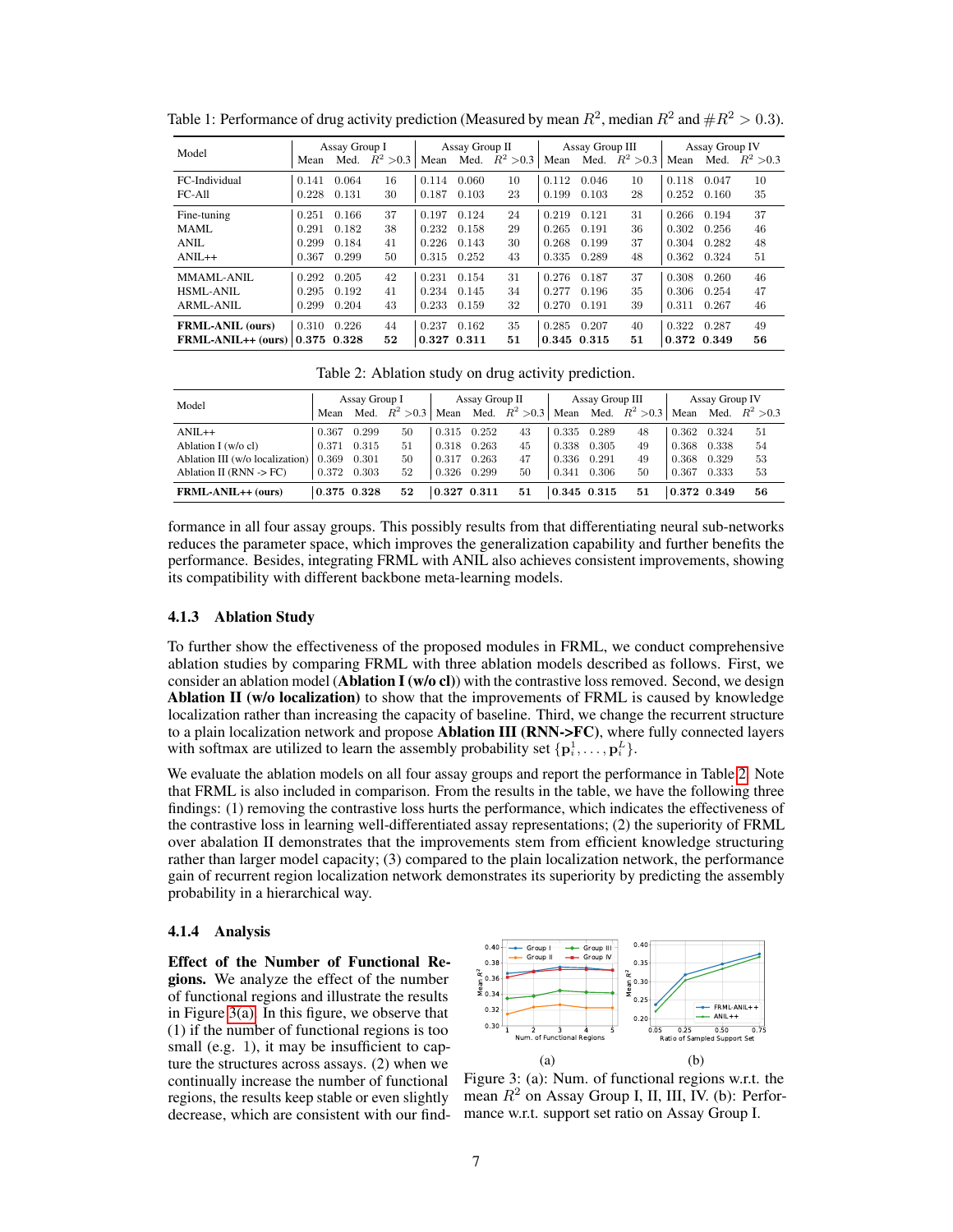Table 1: Performance of drug activity prediction (Measured by mean $R^2$, median $R^2$ and $\#R^2 > 0.3$).

| Model | Assay Group I | | | Assay Group II | | | Assay Group III | | | Assay Group IV | | |
|---|---|---|---|---|---|---|---|---|---|---|---|---|
| | Mean | Med. | $R^2>0.3$ | Mean | Med. | $R^2>0.3$ | Mean | Med. | $R^2>0.3$ | Mean | Med. | $R^2>0.3$ |
| FC-Individual | 0.141 | 0.064 | 16 | 0.114 | 0.060 | 10 | 0.112 | 0.046 | 10 | 0.118 | 0.047 | 10 |
| FC-All | 0.228 | 0.131 | 30 | 0.187 | 0.103 | 23 | 0.199 | 0.103 | 28 | 0.252 | 0.160 | 35 |
| Fine-tuning | 0.251 | 0.166 | 37 | 0.197 | 0.124 | 24 | 0.219 | 0.121 | 31 | 0.266 | 0.194 | 37 |
| MAML | 0.291 | 0.182 | 38 | 0.232 | 0.158 | 29 | 0.265 | 0.191 | 36 | 0.302 | 0.256 | 46 |
| ANIL | 0.299 | 0.184 | 41 | 0.226 | 0.143 | 30 | 0.268 | 0.199 | 37 | 0.304 | 0.282 | 48 |
| ANIL++ | 0.367 | 0.299 | 50 | 0.315 | 0.252 | 43 | 0.335 | 0.289 | 48 | 0.362 | 0.324 | 51 |
| MMAML-ANIL | 0.292 | 0.205 | 42 | 0.231 | 0.154 | 31 | 0.276 | 0.187 | 37 | 0.308 | 0.260 | 46 |
| HSML-ANIL | 0.295 | 0.192 | 41 | 0.234 | 0.145 | 34 | 0.277 | 0.196 | 35 | 0.306 | 0.254 | 47 |
| ARML-ANIL | 0.299 | 0.204 | 43 | 0.233 | 0.159 | 32 | 0.270 | 0.191 | 39 | 0.311 | 0.267 | 46 |
| **FRML-ANIL (ours)** | 0.310 | 0.226 | 44 | 0.237 | 0.162 | 35 | 0.285 | 0.207 | 40 | 0.322 | 0.287 | 49 |
| **FRML-ANIL++ (ours)** | **0.375** | **0.328** | **52** | **0.327** | **0.311** | **51** | **0.345** | **0.315** | **51** | **0.372** | **0.349** | **56** |

Table 2: Ablation study on drug activity prediction.

| Model | Assay Group I | | | Assay Group II | | | Assay Group III | | | Assay Group IV | | |
|---|---|---|---|---|---|---|---|---|---|---|---|---|
| | Mean | Med. | $R^2>0.3$ | Mean | Med. | $R^2>0.3$ | Mean | Med. | $R^2>0.3$ | Mean | Med. | $R^2>0.3$ |
| ANIL++ | 0.367 | 0.299 | 50 | 0.315 | 0.252 | 43 | 0.335 | 0.289 | 48 | 0.362 | 0.324 | 51 |
| Ablation I (w/o cl) | 0.371 | 0.315 | 51 | 0.318 | 0.263 | 45 | 0.338 | 0.305 | 49 | 0.368 | 0.338 | 54 |
| Ablation III (w/o localization) | 0.369 | 0.301 | 50 | 0.317 | 0.263 | 47 | 0.336 | 0.291 | 49 | 0.368 | 0.329 | 53 |
| Ablation II (RNN -> FC) | 0.372 | 0.303 | 52 | 0.326 | 0.299 | 50 | 0.341 | 0.306 | 50 | 0.367 | 0.333 | 53 |
| **FRML-ANIL++ (ours)** | **0.375** | **0.328** | **52** | **0.327** | **0.311** | **51** | **0.345** | **0.315** | **51** | **0.372** | **0.349** | **56** |

formance in all four assay groups. This possibly results from that differentiating neural sub-networks reduces the parameter space, which improves the generalization capability and further benefits the performance. Besides, integrating FRML with ANIL also achieves consistent improvements, showing its compatibility with different backbone meta-learning models.

#### 4.1.3 Ablation Study

To further show the effectiveness of the proposed modules in FRML, we conduct comprehensive ablation studies by comparing FRML with three ablation models described as follows. First, we consider an ablation model (**Ablation I (w/o cl)**) with the contrastive loss removed. Second, we design **Ablation II (w/o localization)** to show that the improvements of FRML is caused by knowledge localization rather than increasing the capacity of baseline. Third, we change the recurrent structure to a plain localization network and propose **Ablation III (RNN->FC)**, where fully connected layers with softmax are utilized to learn the assembly probability set $\{\mathbf{p}_i^1, \ldots, \mathbf{p}_i^L\}$.

We evaluate the ablation models on all four assay groups and report the performance in Table 2. Note that FRML is also included in comparison. From the results in the table, we have the following three findings: (1) removing the contrastive loss hurts the performance, which indicates the effectiveness of the contrastive loss in learning well-differentiated assay representations; (2) the superiority of FRML over abalation II demonstrates that the improvements stem from efficient knowledge structuring rather than larger model capacity; (3) compared to the plain localization network, the performance gain of recurrent region localization network demonstrates its superiority by predicting the assembly probability in a hierarchical way.

#### 4.1.4 Analysis

**Effect of the Number of Functional Regions.** We analyze the effect of the number of functional regions and illustrate the results in Figure 3(a). In this figure, we observe that (1) if the number of functional regions is too small (e.g. 1), it may be insufficient to capture the structures across assays. (2) when we continually increase the number of functional regions, the results keep stable or even slightly decrease, which are consistent with our find-

Figure 3: (a): Num. of functional regions w.r.t. the mean $R^2$ on Assay Group I, II, III, IV. (b): Performance w.r.t. support set ratio on Assay Group I.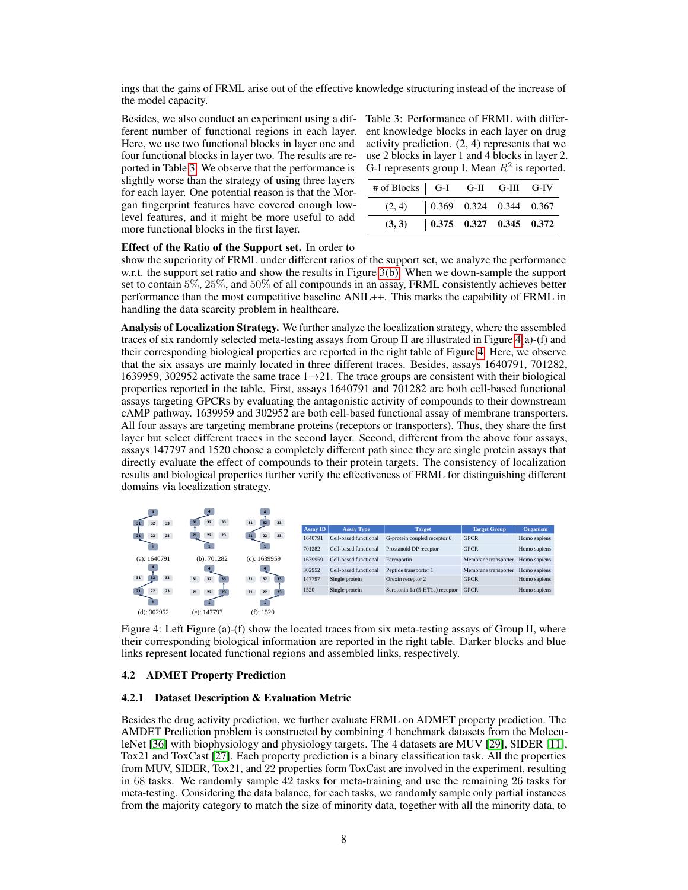ings that the gains of FRML arise out of the effective knowledge structuring instead of the increase of the model capacity.

Besides, we also conduct an experiment using a different number of functional regions in each layer. Here, we use two functional blocks in layer one and four functional blocks in layer two. The results are reported in Table 3. We observe that the performance is slightly worse than the strategy of using three layers for each layer. One potential reason is that the Morgan fingerprint features have covered enough low-level features, and it might be more useful to add more functional blocks in the first layer.

Table 3: Performance of FRML with different knowledge blocks in each layer on drug activity prediction. (2, 4) represents that we use 2 blocks in layer 1 and 4 blocks in layer 2. G-I represents group I. Mean $R^2$ is reported.

| # of Blocks | G-I | G-II | G-III | G-IV |
|---|---|---|---|---|
| (2, 4) | 0.369 | 0.324 | 0.344 | 0.367 |
| **(3, 3)** | **0.375** | **0.327** | **0.345** | **0.372** |

**Effect of the Ratio of the Support set.** In order to show the superiority of FRML under different ratios of the support set, we analyze the performance w.r.t. the support set ratio and show the results in Figure 3(b). When we down-sample the support set to contain 5%, 25%, and 50% of all compounds in an assay, FRML consistently achieves better performance than the most competitive baseline ANIL++. This marks the capability of FRML in handling the data scarcity problem in healthcare.

**Analysis of Localization Strategy.** We further analyze the localization strategy, where the assembled traces of six randomly selected meta-testing assays from Group II are illustrated in Figure 4(a)-(f) and their corresponding biological properties are reported in the right table of Figure 4. Here, we observe that the six assays are mainly located in three different traces. Besides, assays 1640791, 701282, 1639959, 302952 activate the same trace 1→21. The trace groups are consistent with their biological properties reported in the table. First, assays 1640791 and 701282 are both cell-based functional assays targeting GPCRs by evaluating the antagonistic activity of compounds to their downstream cAMP pathway. 1639959 and 302952 are both cell-based functional assay of membrane transporters. All four assays are targeting membrane proteins (receptors or transporters). Thus, they share the first layer but select different traces in the second layer. Second, different from the above four assays, assays 147797 and 1520 choose a completely different path since they are single protein assays that directly evaluate the effect of compounds to their protein targets. The consistency of localization results and biological properties further verify the effectiveness of FRML for distinguishing different domains via localization strategy.

(a): 1640791 (b): 701282 (c): 1639959

(d): 302952 (e): 147797 (f): 1520

| Assay ID | Assay Type | Target | Target Group | Organism |
|---|---|---|---|---|
| 1640791 | Cell-based functional | G-protein coupled receptor 6 | GPCR | Homo sapiens |
| 701282 | Cell-based functional | Prostanoid DP receptor | GPCR | Homo sapiens |
| 1639959 | Cell-based functional | Ferroportin | Membrane transporter | Homo sapiens |
| 302952 | Cell-based functional | Peptide transporter 1 | Membrane transporter | Homo sapiens |
| 147797 | Single protein | Orexin receptor 2 | GPCR | Homo sapiens |
| 1520 | Single protein | Serotonin 1a (5-HT1a) receptor | GPCR | Homo sapiens |

Figure 4: Left Figure (a)-(f) show the located traces from six meta-testing assays of Group II, where their corresponding biological information are reported in the right table. Darker blocks and blue links represent located functional regions and assembled links, respectively.

## 4.2 ADMET Property Prediction

### 4.2.1 Dataset Description & Evaluation Metric

Besides the drug activity prediction, we further evaluate FRML on ADMET property prediction. The AMDET Prediction problem is constructed by combining 4 benchmark datasets from the MoleculeNet [36] with biophysiology and physiology targets. The 4 datasets are MUV [29], SIDER [11], Tox21 and ToxCast [27]. Each property prediction is a binary classification task. All the properties from MUV, SIDER, Tox21, and 22 properties form ToxCast are involved in the experiment, resulting in 68 tasks. We randomly sample 42 tasks for meta-training and use the remaining 26 tasks for meta-testing. Considering the data balance, for each tasks, we randomly sample only partial instances from the majority category to match the size of minority data, together with all the minority data, to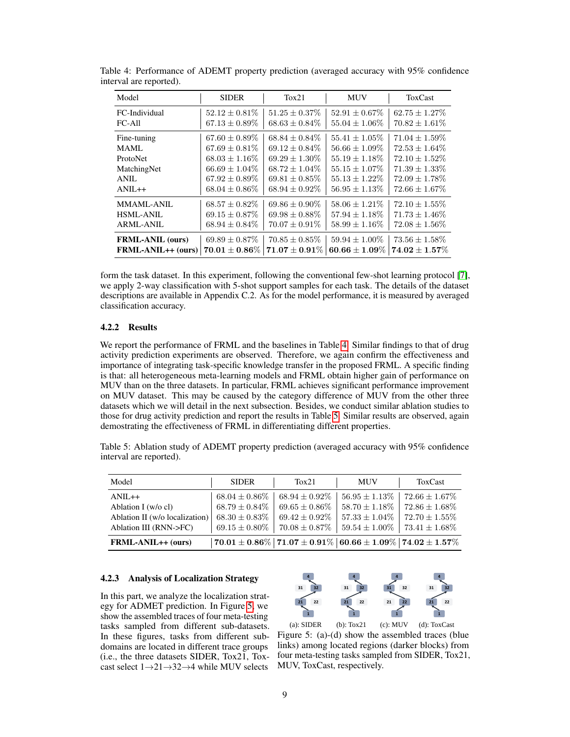Table 4: Performance of ADEMT property prediction (averaged accuracy with 95% confidence interval are reported).

| Model | SIDER | Tox21 | MUV | ToxCast |
|---|---|---|---|---|
| FC-Individual | $52.12 \pm 0.81\%$ | $51.25 \pm 0.37\%$ | $52.91 \pm 0.67\%$ | $62.75 \pm 1.27\%$ |
| FC-All | $67.13 \pm 0.89\%$ | $68.63 \pm 0.84\%$ | $55.04 \pm 1.06\%$ | $70.82 \pm 1.61\%$ |
| Fine-tuning | $67.60 \pm 0.89\%$ | $68.84 \pm 0.84\%$ | $55.41 \pm 1.05\%$ | $71.04 \pm 1.59\%$ |
| MAML | $67.69 \pm 0.81\%$ | $69.12 \pm 0.84\%$ | $56.66 \pm 1.09\%$ | $72.53 \pm 1.64\%$ |
| ProtoNet | $68.03 \pm 1.16\%$ | $69.29 \pm 1.30\%$ | $55.19 \pm 1.18\%$ | $72.10 \pm 1.52\%$ |
| MatchingNet | $66.69 \pm 1.04\%$ | $68.72 \pm 1.04\%$ | $55.15 \pm 1.07\%$ | $71.39 \pm 1.33\%$ |
| ANIL | $67.92 \pm 0.89\%$ | $69.81 \pm 0.85\%$ | $55.13 \pm 1.22\%$ | $72.09 \pm 1.78\%$ |
| ANIL++ | $68.04 \pm 0.86\%$ | $68.94 \pm 0.92\%$ | $56.95 \pm 1.13\%$ | $72.66 \pm 1.67\%$ |
| MMAML-ANIL | $68.57 \pm 0.82\%$ | $69.86 \pm 0.90\%$ | $58.06 \pm 1.21\%$ | $72.10 \pm 1.55\%$ |
| HSML-ANIL | $69.15 \pm 0.87\%$ | $69.98 \pm 0.88\%$ | $57.94 \pm 1.18\%$ | $71.73 \pm 1.46\%$ |
| ARML-ANIL | $68.94 \pm 0.84\%$ | $70.07 \pm 0.91\%$ | $58.99 \pm 1.16\%$ | $72.08 \pm 1.56\%$ |
| **FRML-ANIL (ours)** | $69.89 \pm 0.87\%$ | $70.85 \pm 0.85\%$ | $59.94 \pm 1.00\%$ | $73.56 \pm 1.58\%$ |
| **FRML-ANIL++ (ours)** | $\mathbf{70.01 \pm 0.86\%}$ | $\mathbf{71.07 \pm 0.91\%}$ | $\mathbf{60.66 \pm 1.09\%}$ | $\mathbf{74.02 \pm 1.57\%}$ |

form the task dataset. In this experiment, following the conventional few-shot learning protocol [7], we apply 2-way classification with 5-shot support samples for each task. The details of the dataset descriptions are available in Appendix C.2. As for the model performance, it is measured by averaged classification accuracy.

#### 4.2.2 Results

We report the performance of FRML and the baselines in Table 4. Similar findings to that of drug activity prediction experiments are observed. Therefore, we again confirm the effectiveness and importance of integrating task-specific knowledge transfer in the proposed FRML. A specific finding is that: all heterogeneous meta-learning models and FRML obtain higher gain of performance on MUV than on the three datasets. In particular, FRML achieves significant performance improvement on MUV dataset. This may be caused by the category difference of MUV from the other three datasets which we will detail in the next subsection. Besides, we conduct similar ablation studies to those for drug activity prediction and report the results in Table 5. Similar results are observed, again demostrating the effectiveness of FRML in differentiating different properties.

Table 5: Ablation study of ADEMT property prediction (averaged accuracy with 95% confidence interval are reported).

| Model | SIDER | Tox21 | MUV | ToxCast |
|---|---|---|---|---|
| ANIL++ | $68.04 \pm 0.86\%$ | $68.94 \pm 0.92\%$ | $56.95 \pm 1.13\%$ | $72.66 \pm 1.67\%$ |
| Ablation I (w/o cl) | $68.79 \pm 0.84\%$ | $69.65 \pm 0.86\%$ | $58.70 \pm 1.18\%$ | $72.86 \pm 1.68\%$ |
| Ablation II (w/o localization) | $68.30 \pm 0.83\%$ | $69.42 \pm 0.92\%$ | $57.33 \pm 1.04\%$ | $72.70 \pm 1.55\%$ |
| Ablation III (RNN->FC) | $69.15 \pm 0.80\%$ | $70.08 \pm 0.87\%$ | $59.54 \pm 1.00\%$ | $73.41 \pm 1.68\%$ |
| **FRML-ANIL++ (ours)** | $\mathbf{70.01 \pm 0.86\%}$ | $\mathbf{71.07 \pm 0.91\%}$ | $\mathbf{60.66 \pm 1.09\%}$ | $\mathbf{74.02 \pm 1.57\%}$ |

#### 4.2.3 Analysis of Localization Strategy

In this part, we analyze the localization strategy for ADMET prediction. In Figure 5, we show the assembled traces of four meta-testing tasks sampled from different sub-datasets. In these figures, tasks from different subdomains are located in different trace groups (i.e., the three datasets SIDER, Tox21, Toxcast select 1→21→32→4 while MUV selects

(a): SIDER (b): Tox21 (c): MUV (d): ToxCast

Figure 5: (a)-(d) show the assembled traces (blue links) among located regions (darker blocks) from four meta-testing tasks sampled from SIDER, Tox21, MUV, ToxCast, respectively.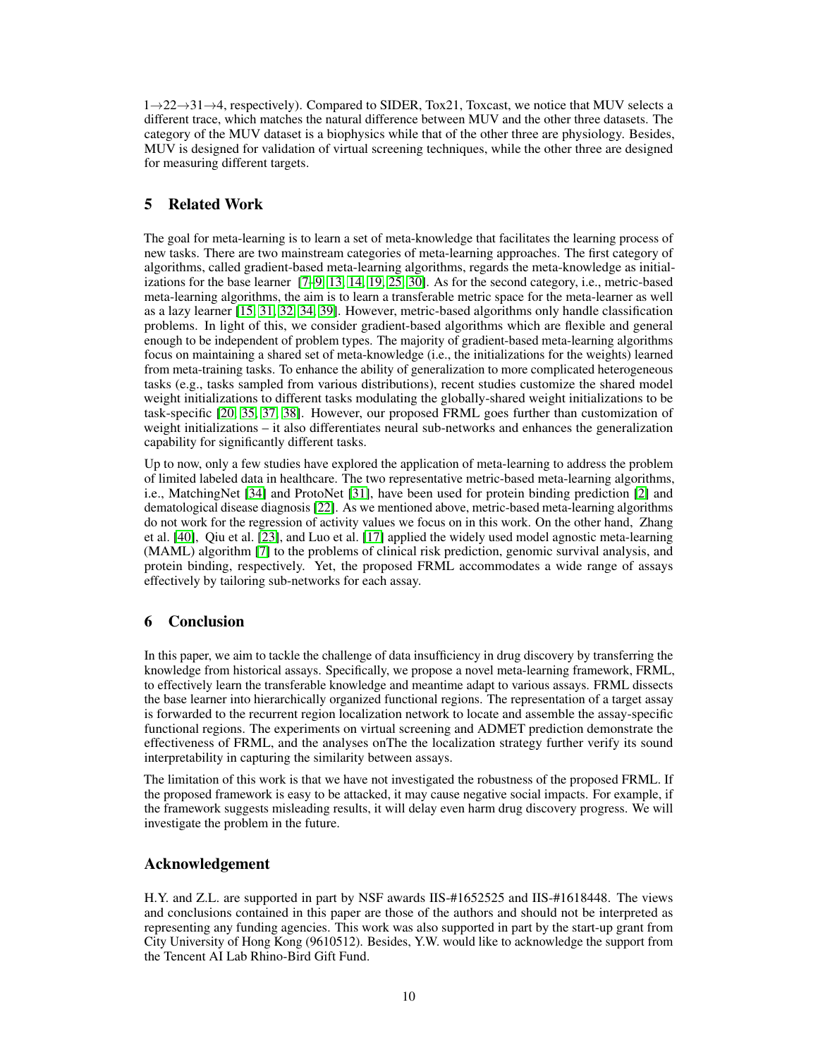1→22→31→4, respectively). Compared to SIDER, Tox21, Toxcast, we notice that MUV selects a different trace, which matches the natural difference between MUV and the other three datasets. The category of the MUV dataset is a biophysics while that of the other three are physiology. Besides, MUV is designed for validation of virtual screening techniques, while the other three are designed for measuring different targets.

## 5 Related Work

The goal for meta-learning is to learn a set of meta-knowledge that facilitates the learning process of new tasks. There are two mainstream categories of meta-learning approaches. The first category of algorithms, called gradient-based meta-learning algorithms, regards the meta-knowledge as initializations for the base learner [7–9, 13, 14, 19, 25, 30]. As for the second category, i.e., metric-based meta-learning algorithms, the aim is to learn a transferable metric space for the meta-learner as well as a lazy learner [15, 31, 32, 34, 39]. However, metric-based algorithms only handle classification problems. In light of this, we consider gradient-based algorithms which are flexible and general enough to be independent of problem types. The majority of gradient-based meta-learning algorithms focus on maintaining a shared set of meta-knowledge (i.e., the initializations for the weights) learned from meta-training tasks. To enhance the ability of generalization to more complicated heterogeneous tasks (e.g., tasks sampled from various distributions), recent studies customize the shared model weight initializations to different tasks modulating the globally-shared weight initializations to be task-specific [20, 35, 37, 38]. However, our proposed FRML goes further than customization of weight initializations – it also differentiates neural sub-networks and enhances the generalization capability for significantly different tasks.

Up to now, only a few studies have explored the application of meta-learning to address the problem of limited labeled data in healthcare. The two representative metric-based meta-learning algorithms, i.e., MatchingNet [34] and ProtoNet [31], have been used for protein binding prediction [2] and dematological disease diagnosis [22]. As we mentioned above, metric-based meta-learning algorithms do not work for the regression of activity values we focus on in this work. On the other hand, Zhang et al. [40], Qiu et al. [23], and Luo et al. [17] applied the widely used model agnostic meta-learning (MAML) algorithm [7] to the problems of clinical risk prediction, genomic survival analysis, and protein binding, respectively. Yet, the proposed FRML accommodates a wide range of assays effectively by tailoring sub-networks for each assay.

## 6 Conclusion

In this paper, we aim to tackle the challenge of data insufficiency in drug discovery by transferring the knowledge from historical assays. Specifically, we propose a novel meta-learning framework, FRML, to effectively learn the transferable knowledge and meantime adapt to various assays. FRML dissects the base learner into hierarchically organized functional regions. The representation of a target assay is forwarded to the recurrent region localization network to locate and assemble the assay-specific functional regions. The experiments on virtual screening and ADMET prediction demonstrate the effectiveness of FRML, and the analyses onThe the localization strategy further verify its sound interpretability in capturing the similarity between assays.

The limitation of this work is that we have not investigated the robustness of the proposed FRML. If the proposed framework is easy to be attacked, it may cause negative social impacts. For example, if the framework suggests misleading results, it will delay even harm drug discovery progress. We will investigate the problem in the future.

## Acknowledgement

H.Y. and Z.L. are supported in part by NSF awards IIS-#1652525 and IIS-#1618448. The views and conclusions contained in this paper are those of the authors and should not be interpreted as representing any funding agencies. This work was also supported in part by the start-up grant from City University of Hong Kong (9610512). Besides, Y.W. would like to acknowledge the support from the Tencent AI Lab Rhino-Bird Gift Fund.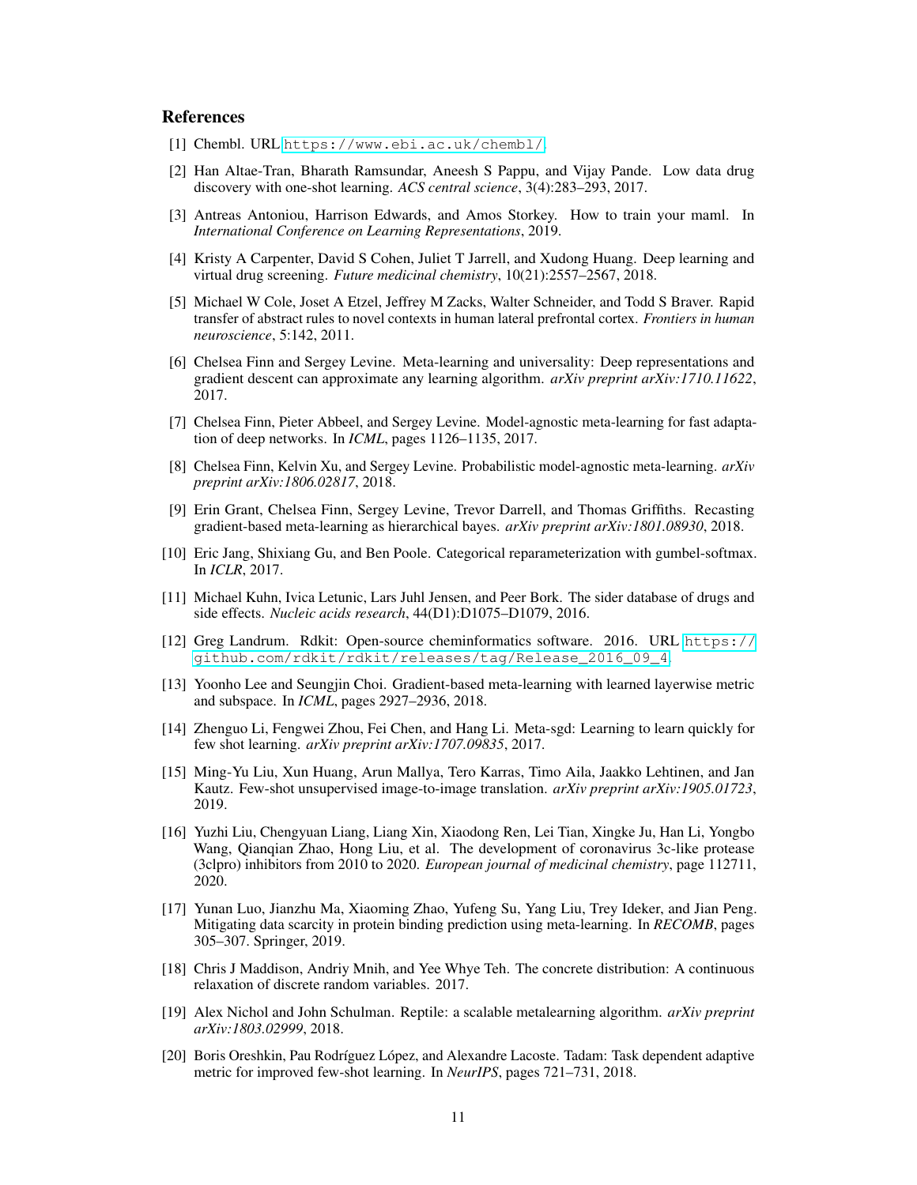## References

[1] Chembl. URL https://www.ebi.ac.uk/chembl/.

[2] Han Altae-Tran, Bharath Ramsundar, Aneesh S Pappu, and Vijay Pande. Low data drug discovery with one-shot learning. *ACS central science*, 3(4):283–293, 2017.

[3] Antreas Antoniou, Harrison Edwards, and Amos Storkey. How to train your maml. In *International Conference on Learning Representations*, 2019.

[4] Kristy A Carpenter, David S Cohen, Juliet T Jarrell, and Xudong Huang. Deep learning and virtual drug screening. *Future medicinal chemistry*, 10(21):2557–2567, 2018.

[5] Michael W Cole, Joset A Etzel, Jeffrey M Zacks, Walter Schneider, and Todd S Braver. Rapid transfer of abstract rules to novel contexts in human lateral prefrontal cortex. *Frontiers in human neuroscience*, 5:142, 2011.

[6] Chelsea Finn and Sergey Levine. Meta-learning and universality: Deep representations and gradient descent can approximate any learning algorithm. *arXiv preprint arXiv:1710.11622*, 2017.

[7] Chelsea Finn, Pieter Abbeel, and Sergey Levine. Model-agnostic meta-learning for fast adaptation of deep networks. In *ICML*, pages 1126–1135, 2017.

[8] Chelsea Finn, Kelvin Xu, and Sergey Levine. Probabilistic model-agnostic meta-learning. *arXiv preprint arXiv:1806.02817*, 2018.

[9] Erin Grant, Chelsea Finn, Sergey Levine, Trevor Darrell, and Thomas Griffiths. Recasting gradient-based meta-learning as hierarchical bayes. *arXiv preprint arXiv:1801.08930*, 2018.

[10] Eric Jang, Shixiang Gu, and Ben Poole. Categorical reparameterization with gumbel-softmax. In *ICLR*, 2017.

[11] Michael Kuhn, Ivica Letunic, Lars Juhl Jensen, and Peer Bork. The sider database of drugs and side effects. *Nucleic acids research*, 44(D1):D1075–D1079, 2016.

[12] Greg Landrum. Rdkit: Open-source cheminformatics software. 2016. URL https://github.com/rdkit/rdkit/releases/tag/Release_2016_09_4.

[13] Yoonho Lee and Seungjin Choi. Gradient-based meta-learning with learned layerwise metric and subspace. In *ICML*, pages 2927–2936, 2018.

[14] Zhenguo Li, Fengwei Zhou, Fei Chen, and Hang Li. Meta-sgd: Learning to learn quickly for few shot learning. *arXiv preprint arXiv:1707.09835*, 2017.

[15] Ming-Yu Liu, Xun Huang, Arun Mallya, Tero Karras, Timo Aila, Jaakko Lehtinen, and Jan Kautz. Few-shot unsupervised image-to-image translation. *arXiv preprint arXiv:1905.01723*, 2019.

[16] Yuzhi Liu, Chengyuan Liang, Liang Xin, Xiaodong Ren, Lei Tian, Xingke Ju, Han Li, Yongbo Wang, Qianqian Zhao, Hong Liu, et al. The development of coronavirus 3c-like protease (3clpro) inhibitors from 2010 to 2020. *European journal of medicinal chemistry*, page 112711, 2020.

[17] Yunan Luo, Jianzhu Ma, Xiaoming Zhao, Yufeng Su, Yang Liu, Trey Ideker, and Jian Peng. Mitigating data scarcity in protein binding prediction using meta-learning. In *RECOMB*, pages 305–307. Springer, 2019.

[18] Chris J Maddison, Andriy Mnih, and Yee Whye Teh. The concrete distribution: A continuous relaxation of discrete random variables. 2017.

[19] Alex Nichol and John Schulman. Reptile: a scalable metalearning algorithm. *arXiv preprint arXiv:1803.02999*, 2018.

[20] Boris Oreshkin, Pau Rodríguez López, and Alexandre Lacoste. Tadam: Task dependent adaptive metric for improved few-shot learning. In *NeurIPS*, pages 721–731, 2018.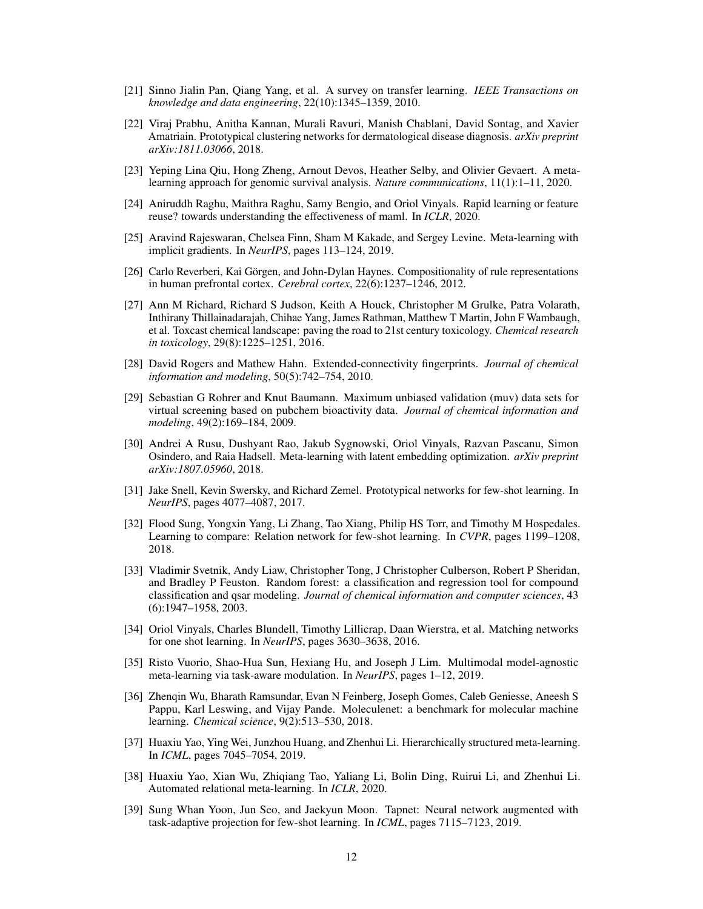[21] Sinno Jialin Pan, Qiang Yang, et al. A survey on transfer learning. *IEEE Transactions on knowledge and data engineering*, 22(10):1345–1359, 2010.

[22] Viraj Prabhu, Anitha Kannan, Murali Ravuri, Manish Chablani, David Sontag, and Xavier Amatriain. Prototypical clustering networks for dermatological disease diagnosis. *arXiv preprint arXiv:1811.03066*, 2018.

[23] Yeping Lina Qiu, Hong Zheng, Arnout Devos, Heather Selby, and Olivier Gevaert. A meta-learning approach for genomic survival analysis. *Nature communications*, 11(1):1–11, 2020.

[24] Aniruddh Raghu, Maithra Raghu, Samy Bengio, and Oriol Vinyals. Rapid learning or feature reuse? towards understanding the effectiveness of maml. In *ICLR*, 2020.

[25] Aravind Rajeswaran, Chelsea Finn, Sham M Kakade, and Sergey Levine. Meta-learning with implicit gradients. In *NeurIPS*, pages 113–124, 2019.

[26] Carlo Reverberi, Kai Görgen, and John-Dylan Haynes. Compositionality of rule representations in human prefrontal cortex. *Cerebral cortex*, 22(6):1237–1246, 2012.

[27] Ann M Richard, Richard S Judson, Keith A Houck, Christopher M Grulke, Patra Volarath, Inthirany Thillainadarajah, Chihae Yang, James Rathman, Matthew T Martin, John F Wambaugh, et al. Toxcast chemical landscape: paving the road to 21st century toxicology. *Chemical research in toxicology*, 29(8):1225–1251, 2016.

[28] David Rogers and Mathew Hahn. Extended-connectivity fingerprints. *Journal of chemical information and modeling*, 50(5):742–754, 2010.

[29] Sebastian G Rohrer and Knut Baumann. Maximum unbiased validation (muv) data sets for virtual screening based on pubchem bioactivity data. *Journal of chemical information and modeling*, 49(2):169–184, 2009.

[30] Andrei A Rusu, Dushyant Rao, Jakub Sygnowski, Oriol Vinyals, Razvan Pascanu, Simon Osindero, and Raia Hadsell. Meta-learning with latent embedding optimization. *arXiv preprint arXiv:1807.05960*, 2018.

[31] Jake Snell, Kevin Swersky, and Richard Zemel. Prototypical networks for few-shot learning. In *NeurIPS*, pages 4077–4087, 2017.

[32] Flood Sung, Yongxin Yang, Li Zhang, Tao Xiang, Philip HS Torr, and Timothy M Hospedales. Learning to compare: Relation network for few-shot learning. In *CVPR*, pages 1199–1208, 2018.

[33] Vladimir Svetnik, Andy Liaw, Christopher Tong, J Christopher Culberson, Robert P Sheridan, and Bradley P Feuston. Random forest: a classification and regression tool for compound classification and qsar modeling. *Journal of chemical information and computer sciences*, 43 (6):1947–1958, 2003.

[34] Oriol Vinyals, Charles Blundell, Timothy Lillicrap, Daan Wierstra, et al. Matching networks for one shot learning. In *NeurIPS*, pages 3630–3638, 2016.

[35] Risto Vuorio, Shao-Hua Sun, Hexiang Hu, and Joseph J Lim. Multimodal model-agnostic meta-learning via task-aware modulation. In *NeurIPS*, pages 1–12, 2019.

[36] Zhenqin Wu, Bharath Ramsundar, Evan N Feinberg, Joseph Gomes, Caleb Geniesse, Aneesh S Pappu, Karl Leswing, and Vijay Pande. Moleculenet: a benchmark for molecular machine learning. *Chemical science*, 9(2):513–530, 2018.

[37] Huaxiu Yao, Ying Wei, Junzhou Huang, and Zhenhui Li. Hierarchically structured meta-learning. In *ICML*, pages 7045–7054, 2019.

[38] Huaxiu Yao, Xian Wu, Zhiqiang Tao, Yaliang Li, Bolin Ding, Ruirui Li, and Zhenhui Li. Automated relational meta-learning. In *ICLR*, 2020.

[39] Sung Whan Yoon, Jun Seo, and Jaekyun Moon. Tapnet: Neural network augmented with task-adaptive projection for few-shot learning. In *ICML*, pages 7115–7123, 2019.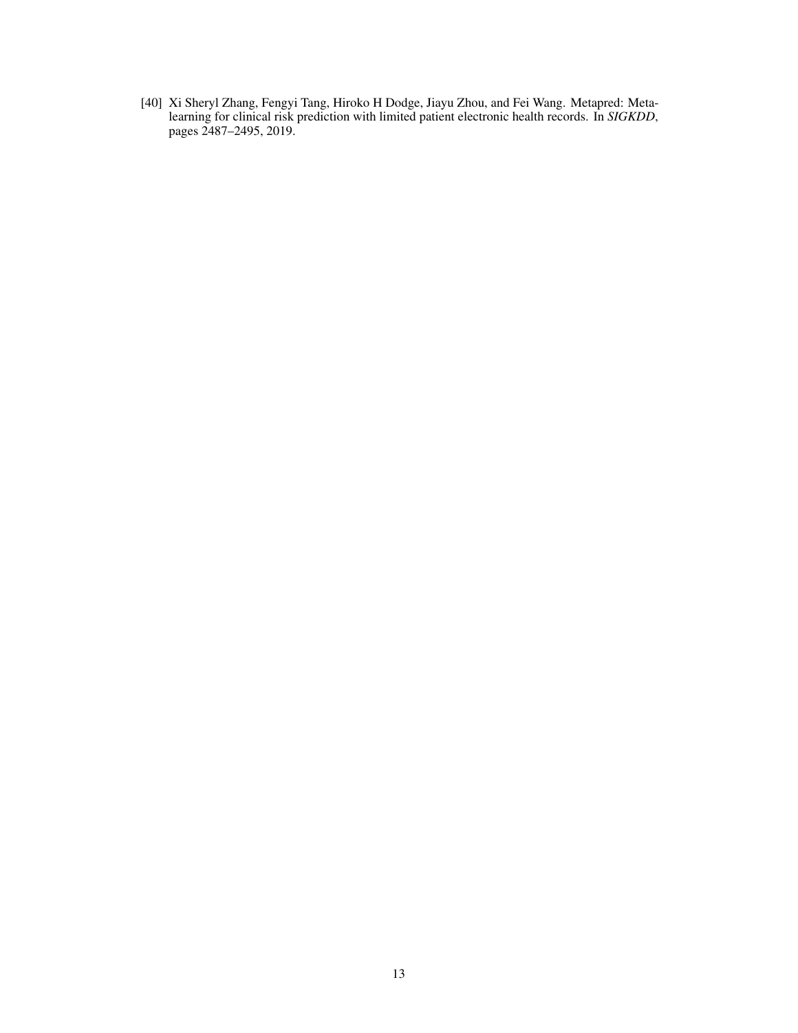[40] Xi Sheryl Zhang, Fengyi Tang, Hiroko H Dodge, Jiayu Zhou, and Fei Wang. Metapred: Meta-learning for clinical risk prediction with limited patient electronic health records. In *SIGKDD*, pages 2487–2495, 2019.